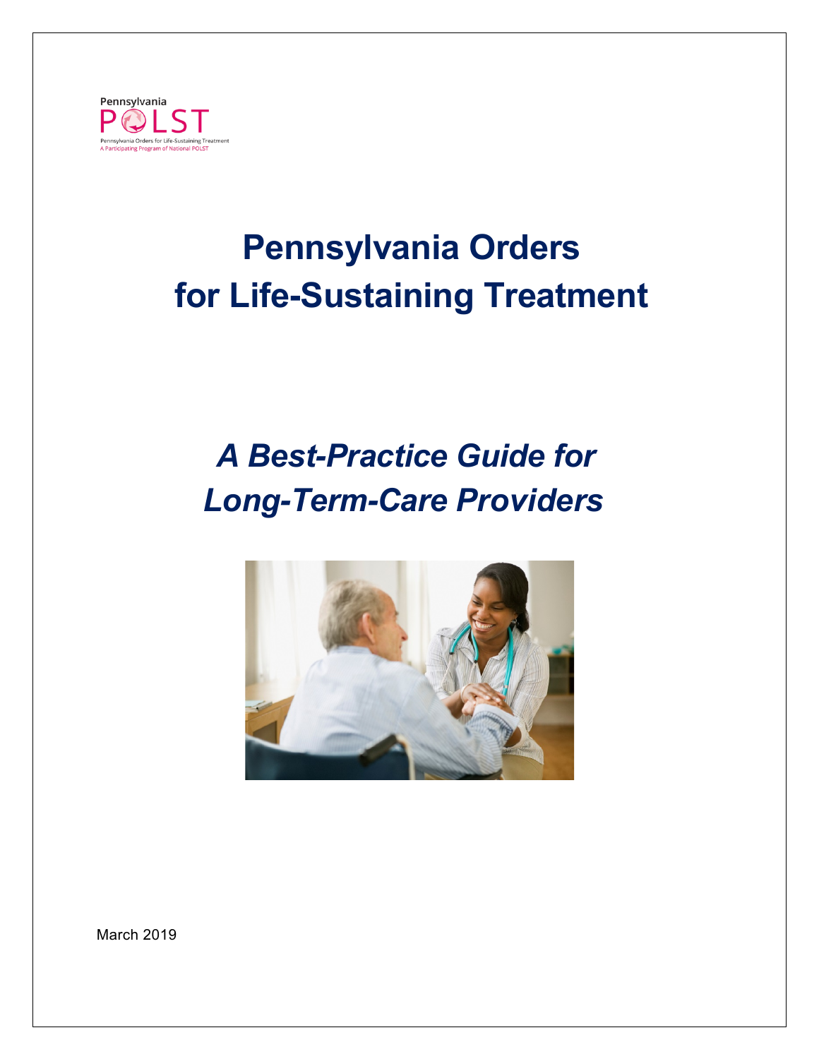Pennsylvania

POLST

Pennsylvania Orders for Life-Sustaining Treatment

A Participating Program of National POLST

# Pennsylvania Orders for Life-Sustaining Treatment

## *A Best-Practice Guide for Long-Term-Care Providers*

March 2019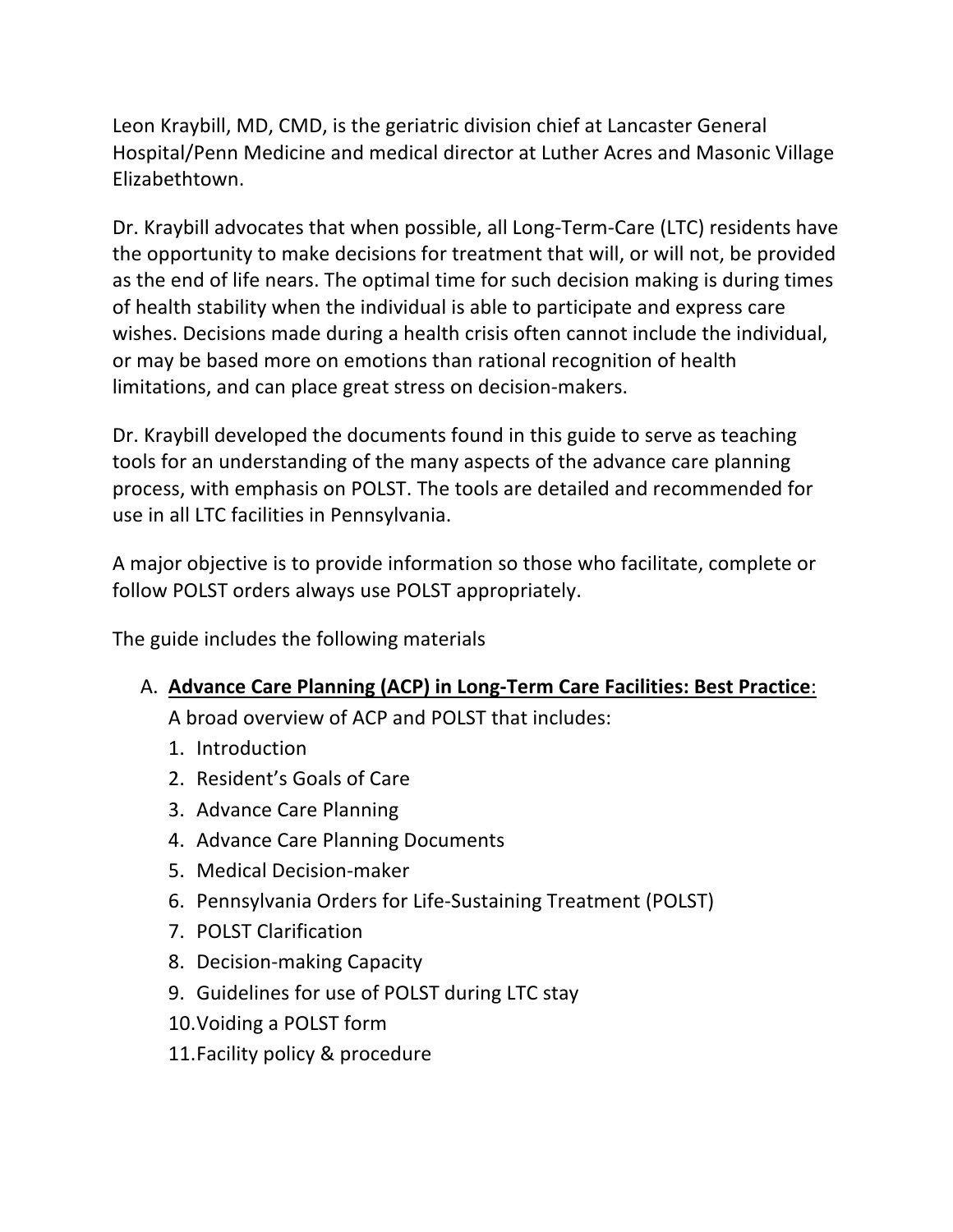Leon Kraybill, MD, CMD, is the geriatric division chief at Lancaster General Hospital/Penn Medicine and medical director at Luther Acres and Masonic Village Elizabethtown.

Dr. Kraybill advocates that when possible, all Long-Term-Care (LTC) residents have the opportunity to make decisions for treatment that will, or will not, be provided as the end of life nears. The optimal time for such decision making is during times of health stability when the individual is able to participate and express care wishes. Decisions made during a health crisis often cannot include the individual, or may be based more on emotions than rational recognition of health limitations, and can place great stress on decision-makers.

Dr. Kraybill developed the documents found in this guide to serve as teaching tools for an understanding of the many aspects of the advance care planning process, with emphasis on POLST. The tools are detailed and recommended for use in all LTC facilities in Pennsylvania.

A major objective is to provide information so those who facilitate, complete or follow POLST orders always use POLST appropriately.

The guide includes the following materials

A. **<u>Advance Care Planning (ACP) in Long-Term Care Facilities: Best Practice</u>**:
   A broad overview of ACP and POLST that includes:
   1. Introduction
   2. Resident's Goals of Care
   3. Advance Care Planning
   4. Advance Care Planning Documents
   5. Medical Decision-maker
   6. Pennsylvania Orders for Life-Sustaining Treatment (POLST)
   7. POLST Clarification
   8. Decision-making Capacity
   9. Guidelines for use of POLST during LTC stay
   10. Voiding a POLST form
   11. Facility policy & procedure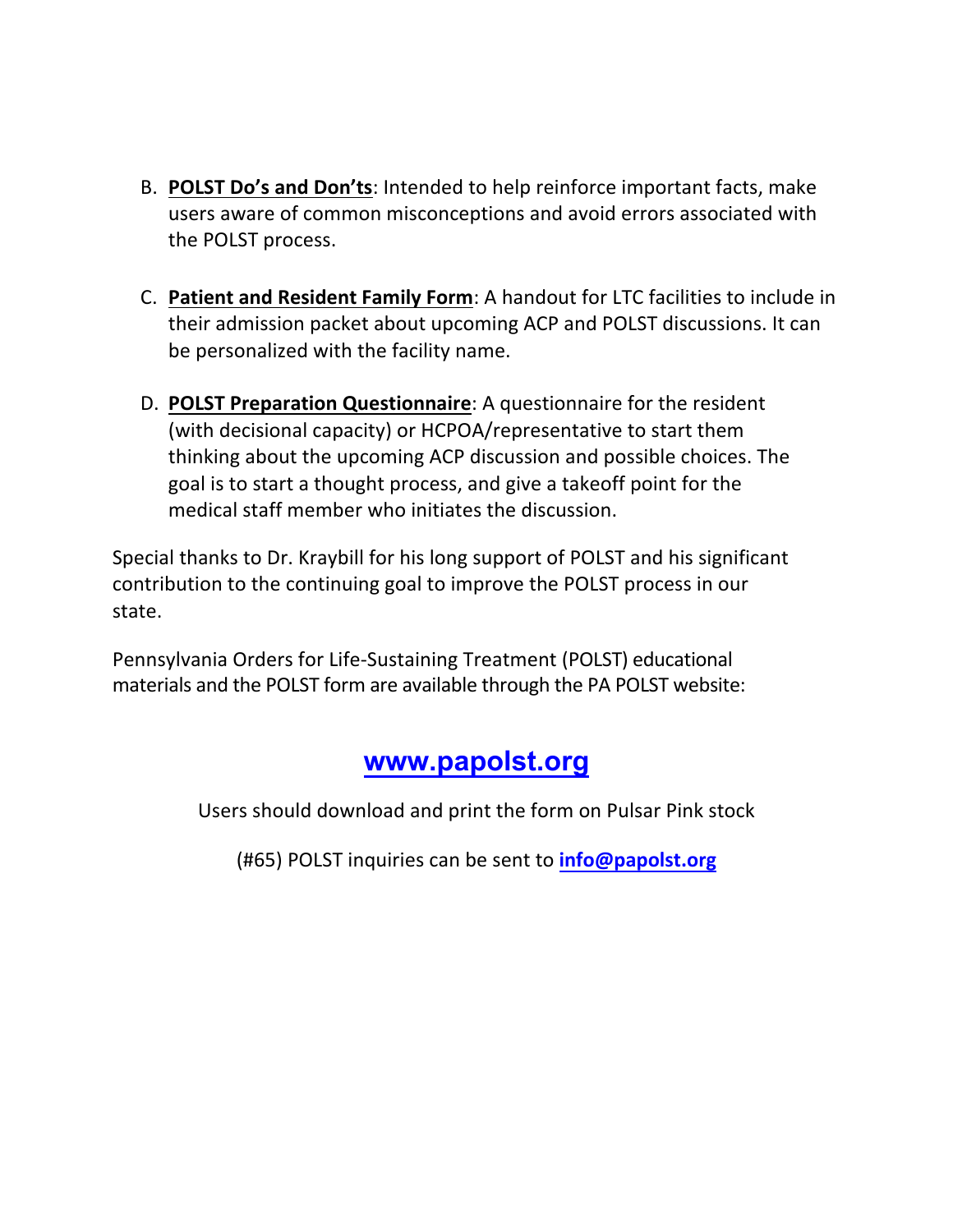B. **POLST Do's and Don'ts**: Intended to help reinforce important facts, make users aware of common misconceptions and avoid errors associated with the POLST process.

C. **Patient and Resident Family Form**: A handout for LTC facilities to include in their admission packet about upcoming ACP and POLST discussions. It can be personalized with the facility name.

D. **POLST Preparation Questionnaire**: A questionnaire for the resident (with decisional capacity) or HCPOA/representative to start them thinking about the upcoming ACP discussion and possible choices. The goal is to start a thought process, and give a takeoff point for the medical staff member who initiates the discussion.

Special thanks to Dr. Kraybill for his long support of POLST and his significant contribution to the continuing goal to improve the POLST process in our state.

Pennsylvania Orders for Life-Sustaining Treatment (POLST) educational materials and the POLST form are available through the PA POLST website:

**www.papolst.org**

Users should download and print the form on Pulsar Pink stock

(#65) POLST inquiries can be sent to **info@papolst.org**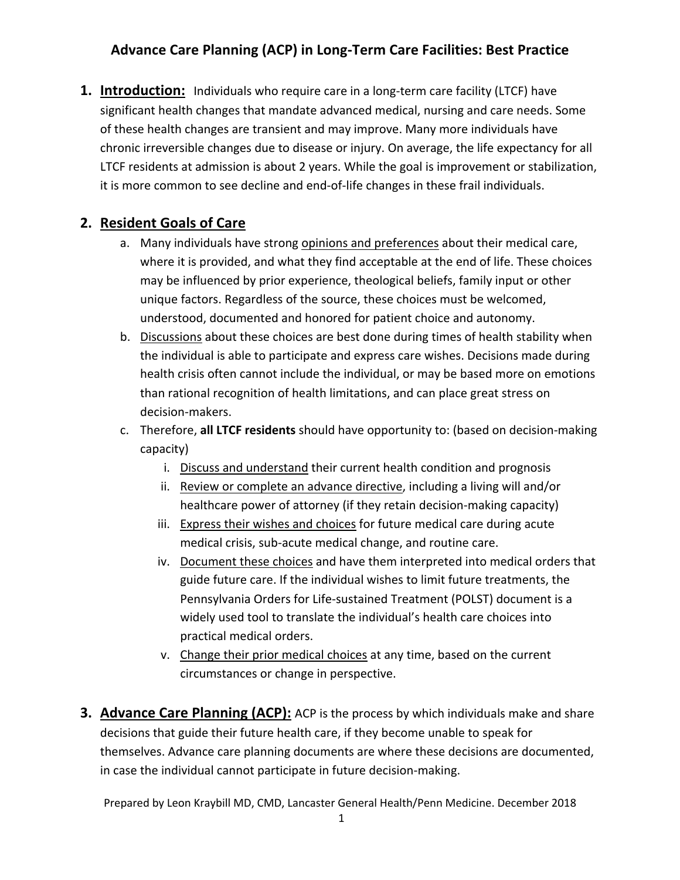# Advance Care Planning (ACP) in Long-Term Care Facilities: Best Practice

1. **Introduction:** Individuals who require care in a long-term care facility (LTCF) have significant health changes that mandate advanced medical, nursing and care needs. Some of these health changes are transient and may improve. Many more individuals have chronic irreversible changes due to disease or injury. On average, the life expectancy for all LTCF residents at admission is about 2 years. While the goal is improvement or stabilization, it is more common to see decline and end-of-life changes in these frail individuals.

2. **Resident Goals of Care**
   a. Many individuals have strong opinions and preferences about their medical care, where it is provided, and what they find acceptable at the end of life. These choices may be influenced by prior experience, theological beliefs, family input or other unique factors. Regardless of the source, these choices must be welcomed, understood, documented and honored for patient choice and autonomy.
   b. Discussions about these choices are best done during times of health stability when the individual is able to participate and express care wishes. Decisions made during health crisis often cannot include the individual, or may be based more on emotions than rational recognition of health limitations, and can place great stress on decision-makers.
   c. Therefore, **all LTCF residents** should have opportunity to: (based on decision-making capacity)
      i. Discuss and understand their current health condition and prognosis
      ii. Review or complete an advance directive, including a living will and/or healthcare power of attorney (if they retain decision-making capacity)
      iii. Express their wishes and choices for future medical care during acute medical crisis, sub-acute medical change, and routine care.
      iv. Document these choices and have them interpreted into medical orders that guide future care. If the individual wishes to limit future treatments, the Pennsylvania Orders for Life-sustained Treatment (POLST) document is a widely used tool to translate the individual's health care choices into practical medical orders.
      v. Change their prior medical choices at any time, based on the current circumstances or change in perspective.

3. **Advance Care Planning (ACP):** ACP is the process by which individuals make and share decisions that guide their future health care, if they become unable to speak for themselves. Advance care planning documents are where these decisions are documented, in case the individual cannot participate in future decision-making.

Prepared by Leon Kraybill MD, CMD, Lancaster General Health/Penn Medicine. December 2018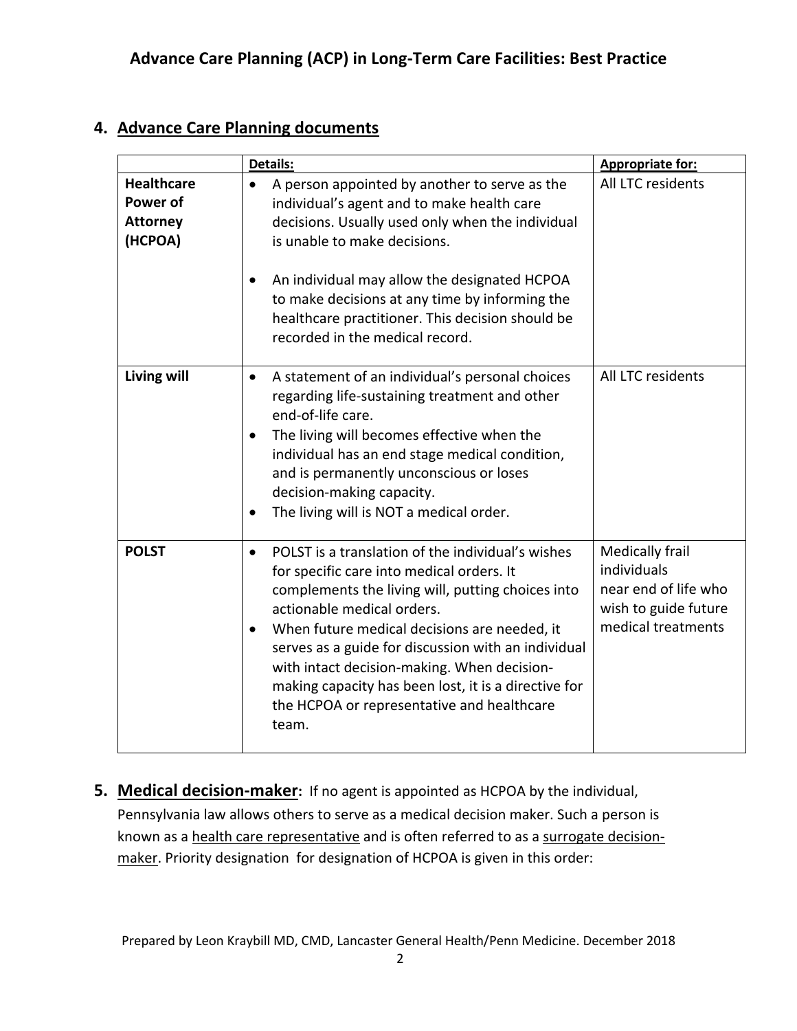## 4. Advance Care Planning documents

| | Details: | Appropriate for: |
|---|---|---|
| **Healthcare Power of Attorney (HCPOA)** | • A person appointed by another to serve as the individual's agent and to make health care decisions. Usually used only when the individual is unable to make decisions.<br><br>• An individual may allow the designated HCPOA to make decisions at any time by informing the healthcare practitioner. This decision should be recorded in the medical record. | All LTC residents |
| **Living will** | • A statement of an individual's personal choices regarding life-sustaining treatment and other end-of-life care.<br>• The living will becomes effective when the individual has an end stage medical condition, and is permanently unconscious or loses decision-making capacity.<br>• The living will is NOT a medical order. | All LTC residents |
| **POLST** | • POLST is a translation of the individual's wishes for specific care into medical orders. It complements the living will, putting choices into actionable medical orders.<br>• When future medical decisions are needed, it serves as a guide for discussion with an individual with intact decision-making. When decision-making capacity has been lost, it is a directive for the HCPOA or representative and healthcare team. | Medically frail individuals near end of life who wish to guide future medical treatments |

## 5. Medical decision-maker:

If no agent is appointed as HCPOA by the individual, Pennsylvania law allows others to serve as a medical decision maker. Such a person is known as a health care representative and is often referred to as a surrogate decision-maker. Priority designation for designation of HCPOA is given in this order: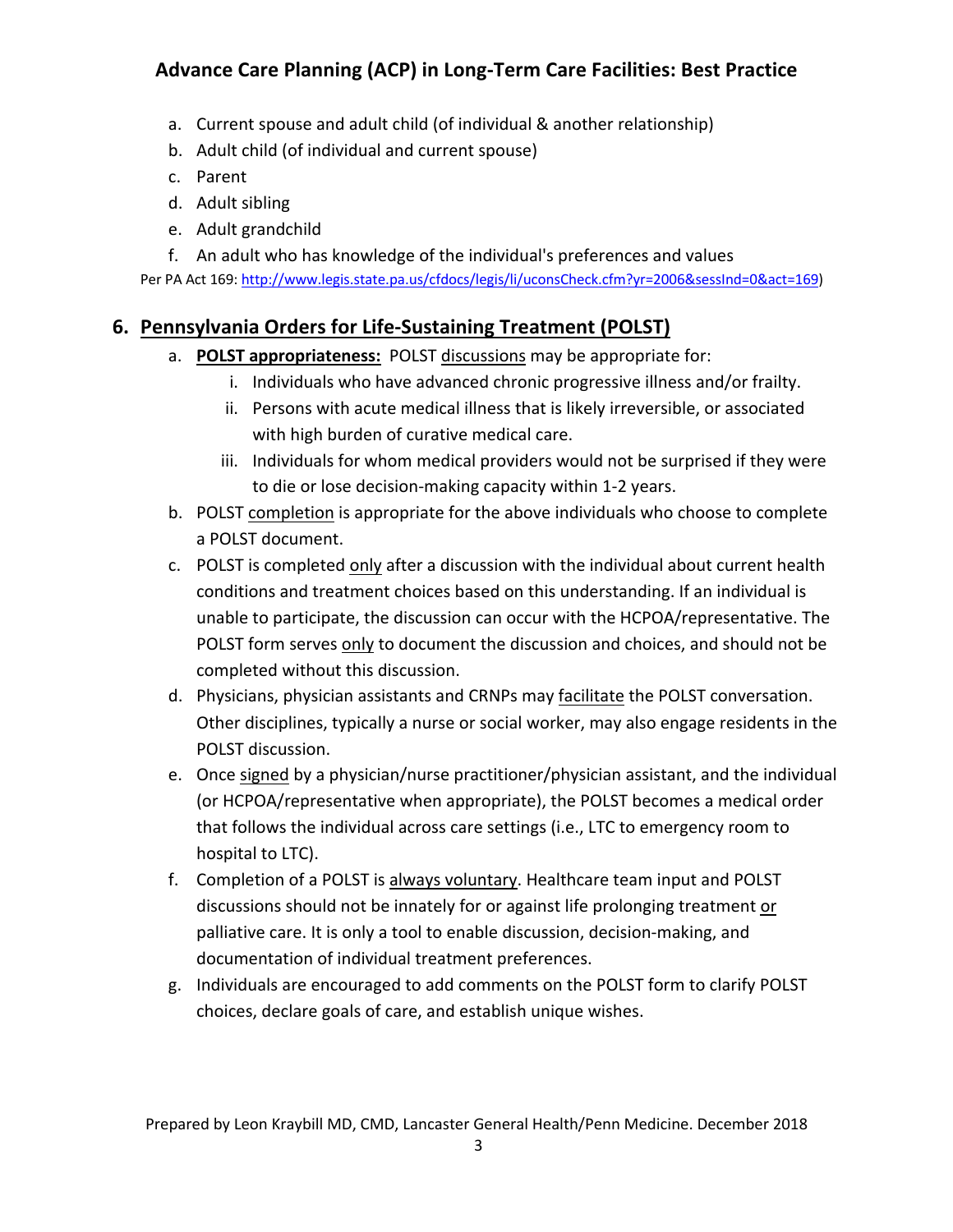a. Current spouse and adult child (of individual & another relationship)
b. Adult child (of individual and current spouse)
c. Parent
d. Adult sibling
e. Adult grandchild
f. An adult who has knowledge of the individual's preferences and values

Per PA Act 169: http://www.legis.state.pa.us/cfdocs/legis/li/uconsCheck.cfm?yr=2006&sessInd=0&act=169)

## 6. Pennsylvania Orders for Life-Sustaining Treatment (POLST)

a. **POLST appropriateness:** POLST discussions may be appropriate for:
   i. Individuals who have advanced chronic progressive illness and/or frailty.
   ii. Persons with acute medical illness that is likely irreversible, or associated with high burden of curative medical care.
   iii. Individuals for whom medical providers would not be surprised if they were to die or lose decision-making capacity within 1-2 years.

b. POLST completion is appropriate for the above individuals who choose to complete a POLST document.

c. POLST is completed only after a discussion with the individual about current health conditions and treatment choices based on this understanding. If an individual is unable to participate, the discussion can occur with the HCPOA/representative. The POLST form serves only to document the discussion and choices, and should not be completed without this discussion.

d. Physicians, physician assistants and CRNPs may facilitate the POLST conversation. Other disciplines, typically a nurse or social worker, may also engage residents in the POLST discussion.

e. Once signed by a physician/nurse practitioner/physician assistant, and the individual (or HCPOA/representative when appropriate), the POLST becomes a medical order that follows the individual across care settings (i.e., LTC to emergency room to hospital to LTC).

f. Completion of a POLST is always voluntary. Healthcare team input and POLST discussions should not be innately for or against life prolonging treatment or palliative care. It is only a tool to enable discussion, decision-making, and documentation of individual treatment preferences.

g. Individuals are encouraged to add comments on the POLST form to clarify POLST choices, declare goals of care, and establish unique wishes.

Prepared by Leon Kraybill MD, CMD, Lancaster General Health/Penn Medicine. December 2018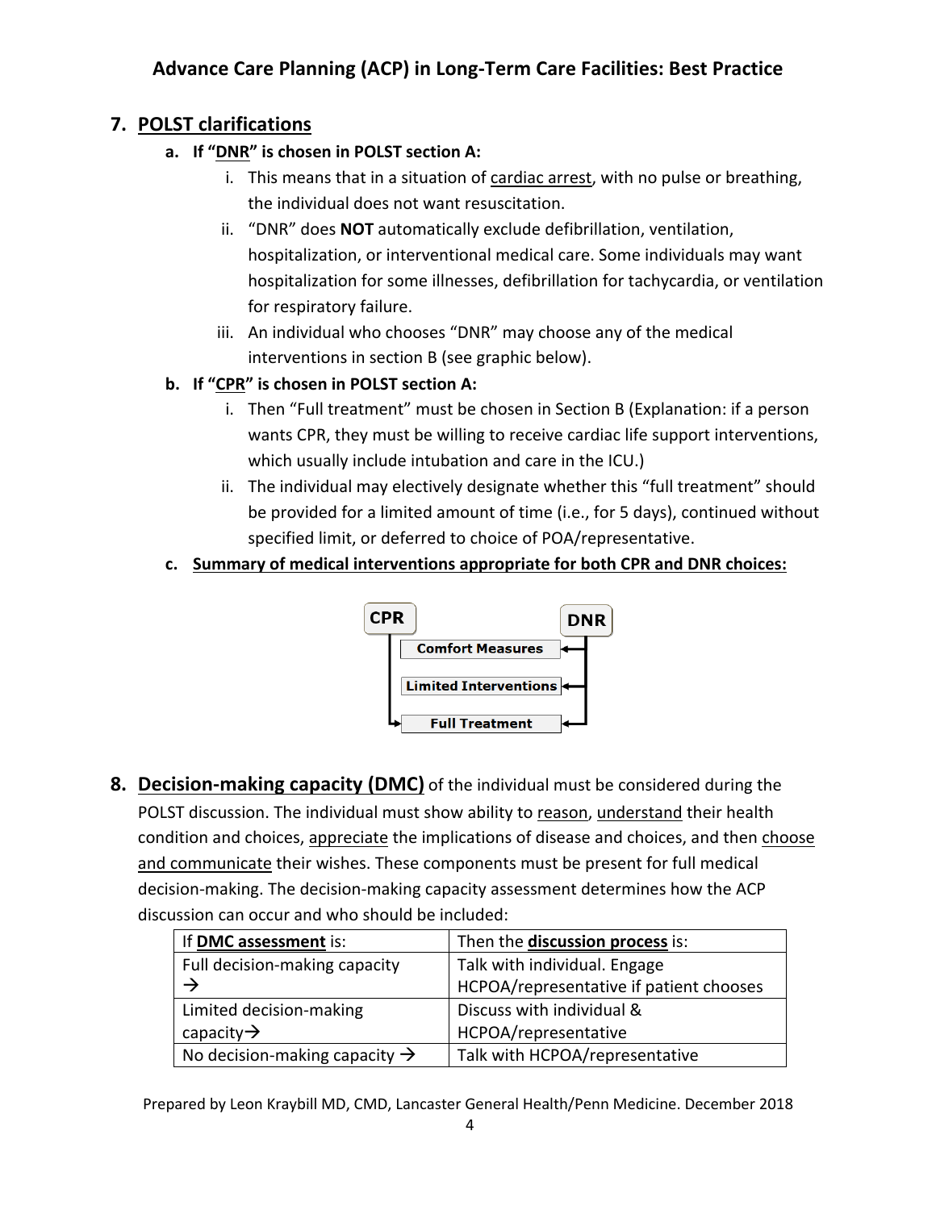## 7. POLST clarifications

**a. If "DNR" is chosen in POLST section A:**

i. This means that in a situation of cardiac arrest, with no pulse or breathing, the individual does not want resuscitation.

ii. "DNR" does **NOT** automatically exclude defibrillation, ventilation, hospitalization, or interventional medical care. Some individuals may want hospitalization for some illnesses, defibrillation for tachycardia, or ventilation for respiratory failure.

iii. An individual who chooses "DNR" may choose any of the medical interventions in section B (see graphic below).

**b. If "CPR" is chosen in POLST section A:**

i. Then "Full treatment" must be chosen in Section B (Explanation: if a person wants CPR, they must be willing to receive cardiac life support interventions, which usually include intubation and care in the ICU.)

ii. The individual may electively designate whether this "full treatment" should be provided for a limited amount of time (i.e., for 5 days), continued without specified limit, or deferred to choice of POA/representative.

**c. Summary of medical interventions appropriate for both CPR and DNR choices:**

| Section B intervention | CPR | DNR |
|---|---|---|
| **Comfort Measures** | | ✓ |
| **Limited Interventions** | | ✓ |
| **Full Treatment** | ✓ | ✓ |

## 8. Decision-making capacity (DMC)

**Decision-making capacity (DMC)** of the individual must be considered during the POLST discussion. The individual must show ability to reason, understand their health condition and choices, appreciate the implications of disease and choices, and then choose and communicate their wishes. These components must be present for full medical decision-making. The decision-making capacity assessment determines how the ACP discussion can occur and who should be included:

| If **DMC assessment** is: | Then the **discussion process** is: |
|---|---|
| Full decision-making capacity → | Talk with individual. Engage HCPOA/representative if patient chooses |
| Limited decision-making capacity→ | Discuss with individual & HCPOA/representative |
| No decision-making capacity → | Talk with HCPOA/representative |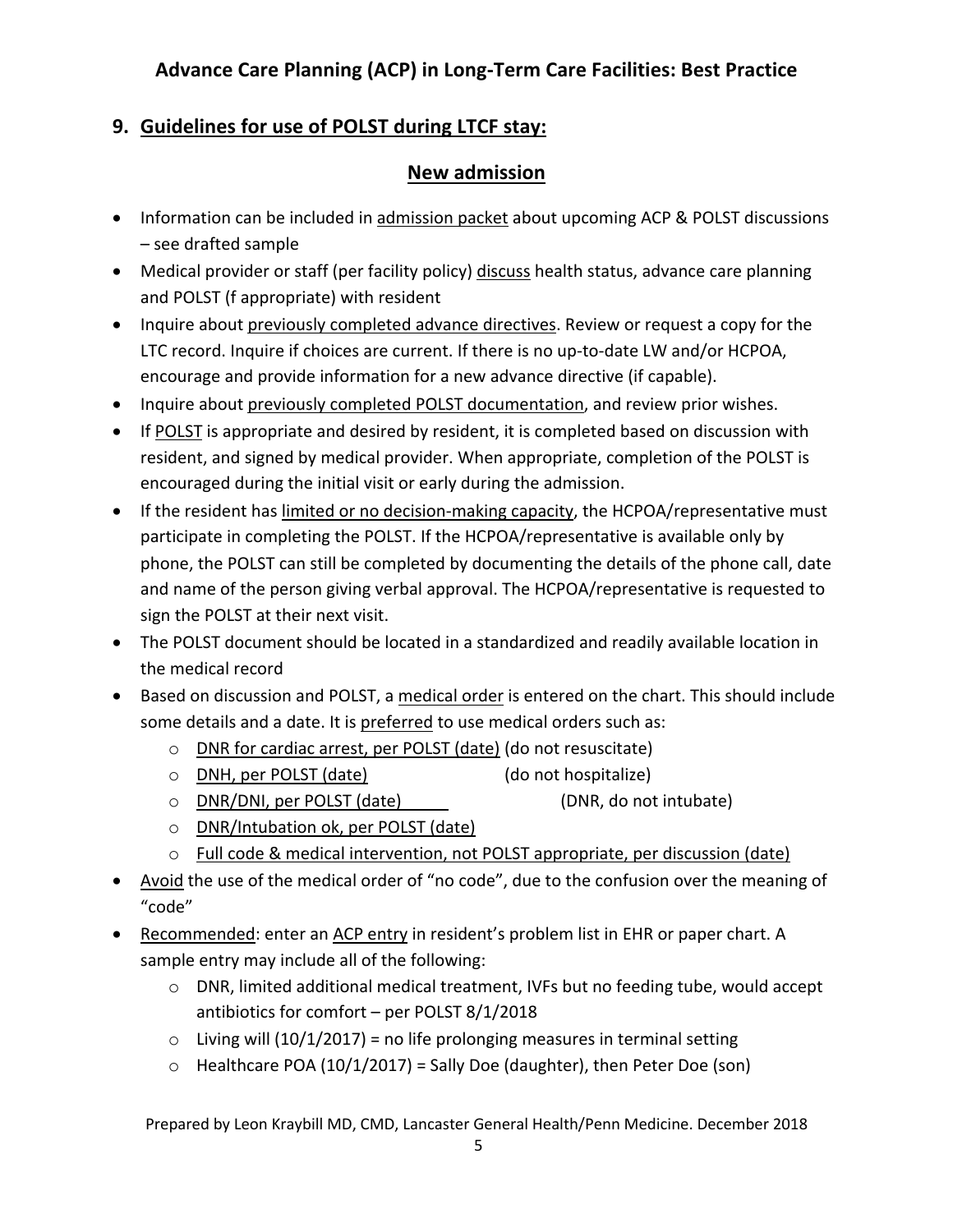## 9. Guidelines for use of POLST during LTCF stay:

### New admission

- Information can be included in admission packet about upcoming ACP & POLST discussions – see drafted sample
- Medical provider or staff (per facility policy) discuss health status, advance care planning and POLST (f appropriate) with resident
- Inquire about previously completed advance directives. Review or request a copy for the LTC record. Inquire if choices are current. If there is no up-to-date LW and/or HCPOA, encourage and provide information for a new advance directive (if capable).
- Inquire about previously completed POLST documentation, and review prior wishes.
- If POLST is appropriate and desired by resident, it is completed based on discussion with resident, and signed by medical provider. When appropriate, completion of the POLST is encouraged during the initial visit or early during the admission.
- If the resident has limited or no decision-making capacity, the HCPOA/representative must participate in completing the POLST. If the HCPOA/representative is available only by phone, the POLST can still be completed by documenting the details of the phone call, date and name of the person giving verbal approval. The HCPOA/representative is requested to sign the POLST at their next visit.
- The POLST document should be located in a standardized and readily available location in the medical record
- Based on discussion and POLST, a medical order is entered on the chart. This should include some details and a date. It is preferred to use medical orders such as:
  - DNR for cardiac arrest, per POLST (date) (do not resuscitate)
  - DNH, per POLST (date) (do not hospitalize)
  - DNR/DNI, per POLST (date) (DNR, do not intubate)
  - DNR/Intubation ok, per POLST (date)
  - Full code & medical intervention, not POLST appropriate, per discussion (date)
- Avoid the use of the medical order of "no code", due to the confusion over the meaning of "code"
- Recommended: enter an ACP entry in resident's problem list in EHR or paper chart. A sample entry may include all of the following:
  - DNR, limited additional medical treatment, IVFs but no feeding tube, would accept antibiotics for comfort – per POLST 8/1/2018
  - Living will (10/1/2017) = no life prolonging measures in terminal setting
  - Healthcare POA (10/1/2017) = Sally Doe (daughter), then Peter Doe (son)

Prepared by Leon Kraybill MD, CMD, Lancaster General Health/Penn Medicine. December 2018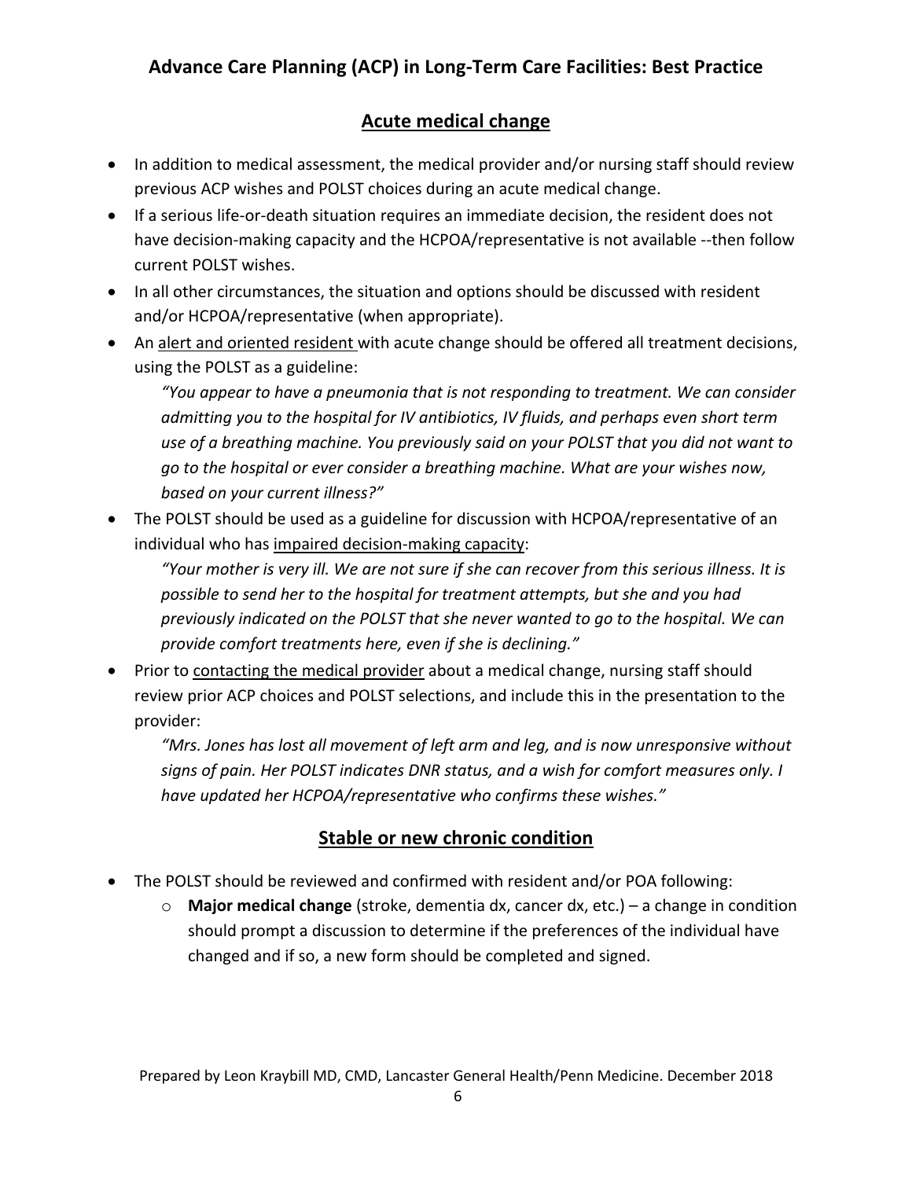## Acute medical change

- In addition to medical assessment, the medical provider and/or nursing staff should review previous ACP wishes and POLST choices during an acute medical change.
- If a serious life-or-death situation requires an immediate decision, the resident does not have decision-making capacity and the HCPOA/representative is not available --then follow current POLST wishes.
- In all other circumstances, the situation and options should be discussed with resident and/or HCPOA/representative (when appropriate).
- An alert and oriented resident with acute change should be offered all treatment decisions, using the POLST as a guideline:

  *"You appear to have a pneumonia that is not responding to treatment. We can consider admitting you to the hospital for IV antibiotics, IV fluids, and perhaps even short term use of a breathing machine. You previously said on your POLST that you did not want to go to the hospital or ever consider a breathing machine. What are your wishes now, based on your current illness?"*
- The POLST should be used as a guideline for discussion with HCPOA/representative of an individual who has impaired decision-making capacity:

  *"Your mother is very ill. We are not sure if she can recover from this serious illness. It is possible to send her to the hospital for treatment attempts, but she and you had previously indicated on the POLST that she never wanted to go to the hospital. We can provide comfort treatments here, even if she is declining."*
- Prior to contacting the medical provider about a medical change, nursing staff should review prior ACP choices and POLST selections, and include this in the presentation to the provider:

  *"Mrs. Jones has lost all movement of left arm and leg, and is now unresponsive without signs of pain. Her POLST indicates DNR status, and a wish for comfort measures only. I have updated her HCPOA/representative who confirms these wishes."*

## Stable or new chronic condition

- The POLST should be reviewed and confirmed with resident and/or POA following:
  - **Major medical change** (stroke, dementia dx, cancer dx, etc.) – a change in condition should prompt a discussion to determine if the preferences of the individual have changed and if so, a new form should be completed and signed.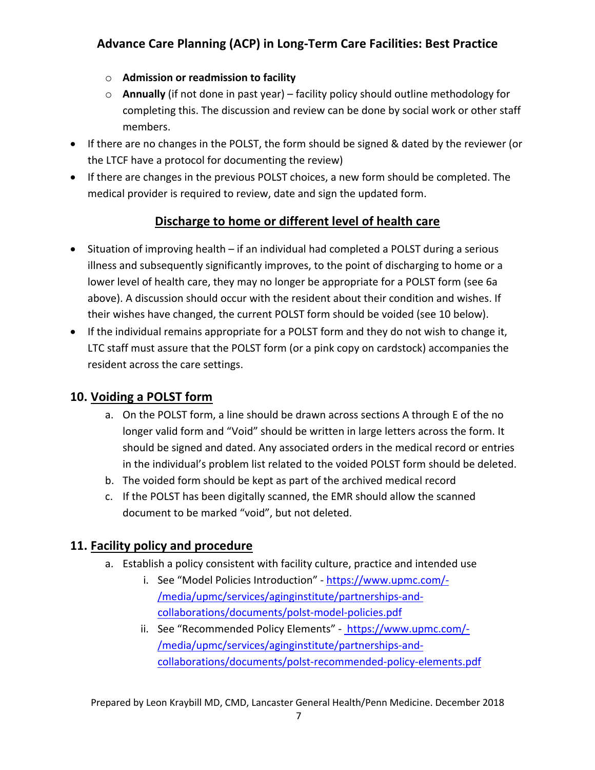- **Admission or readmission to facility**
- **Annually** (if not done in past year) – facility policy should outline methodology for completing this. The discussion and review can be done by social work or other staff members.

- If there are no changes in the POLST, the form should be signed & dated by the reviewer (or the LTCF have a protocol for documenting the review)
- If there are changes in the previous POLST choices, a new form should be completed. The medical provider is required to review, date and sign the updated form.

### Discharge to home or different level of health care

- Situation of improving health – if an individual had completed a POLST during a serious illness and subsequently significantly improves, to the point of discharging to home or a lower level of health care, they may no longer be appropriate for a POLST form (see 6a above). A discussion should occur with the resident about their condition and wishes. If their wishes have changed, the current POLST form should be voided (see 10 below).
- If the individual remains appropriate for a POLST form and they do not wish to change it, LTC staff must assure that the POLST form (or a pink copy on cardstock) accompanies the resident across the care settings.

## 10. Voiding a POLST form

a. On the POLST form, a line should be drawn across sections A through E of the no longer valid form and "Void" should be written in large letters across the form. It should be signed and dated. Any associated orders in the medical record or entries in the individual's problem list related to the voided POLST form should be deleted.
b. The voided form should be kept as part of the archived medical record
c. If the POLST has been digitally scanned, the EMR should allow the scanned document to be marked "void", but not deleted.

## 11. Facility policy and procedure

a. Establish a policy consistent with facility culture, practice and intended use
   i. See "Model Policies Introduction" - https://www.upmc.com/-/media/upmc/services/aginginstitute/partnerships-and-collaborations/documents/polst-model-policies.pdf
   ii. See "Recommended Policy Elements" - https://www.upmc.com/-/media/upmc/services/aginginstitute/partnerships-and-collaborations/documents/polst-recommended-policy-elements.pdf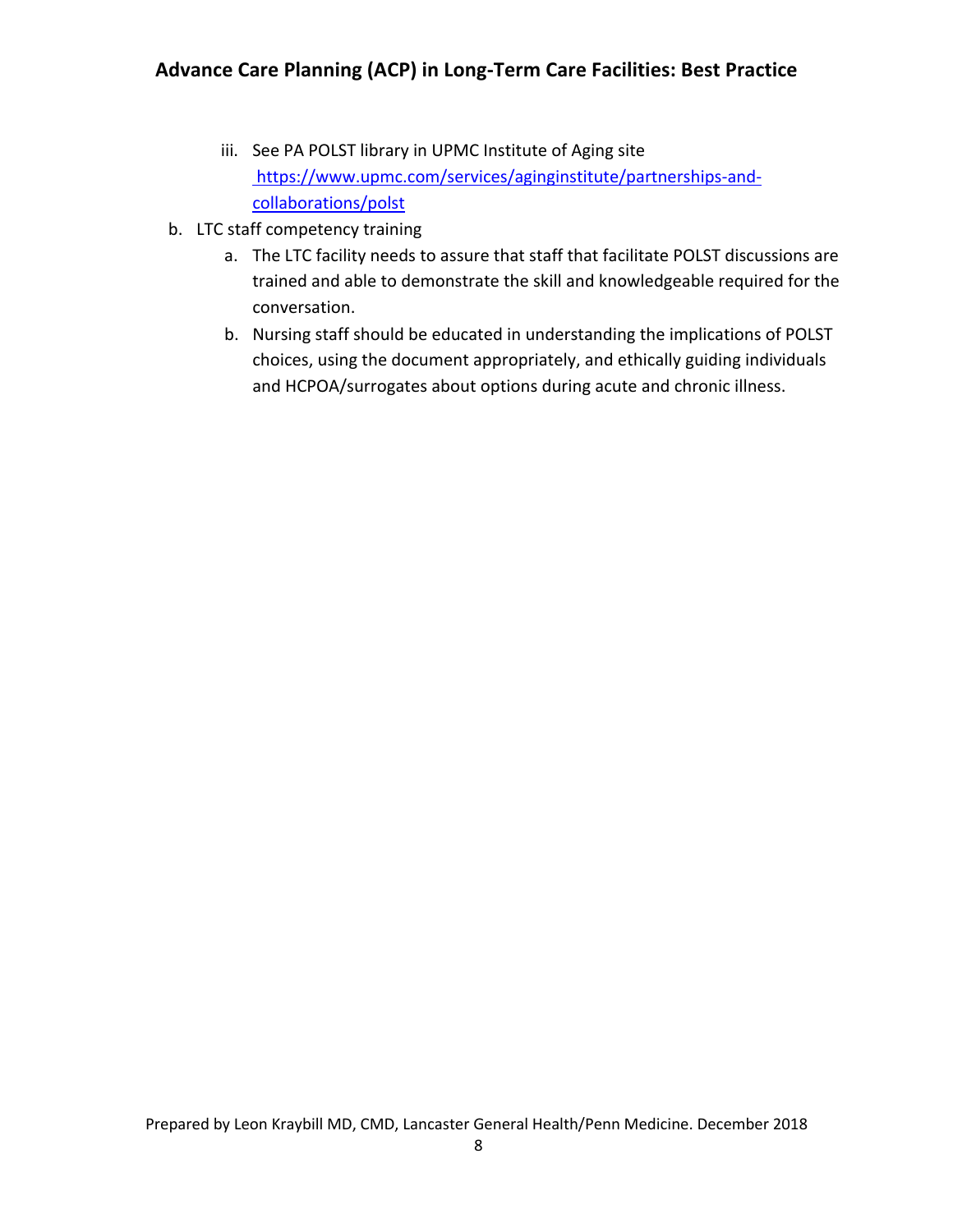iii. See PA POLST library in UPMC Institute of Aging site https://www.upmc.com/services/aginginstitute/partnerships-and-collaborations/polst

b. LTC staff competency training

   a. The LTC facility needs to assure that staff that facilitate POLST discussions are trained and able to demonstrate the skill and knowledgeable required for the conversation.

   b. Nursing staff should be educated in understanding the implications of POLST choices, using the document appropriately, and ethically guiding individuals and HCPOA/surrogates about options during acute and chronic illness.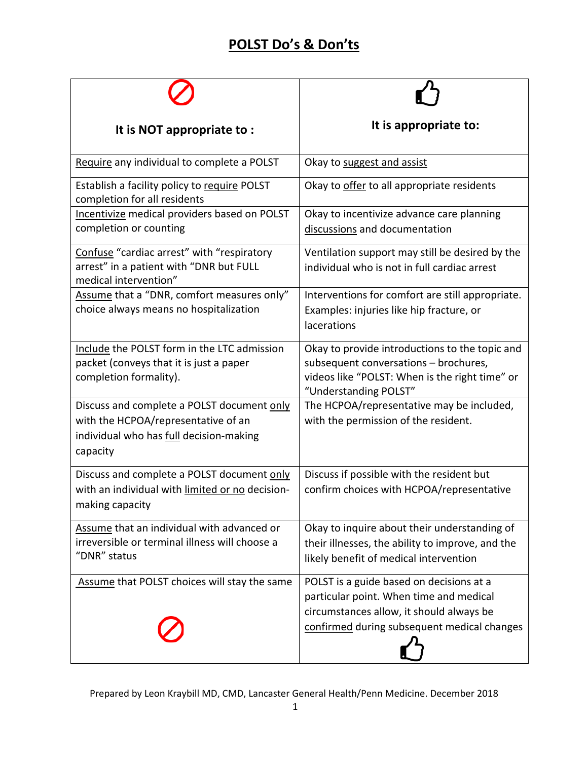# POLST Do's & Don'ts

| It is NOT appropriate to : | It is appropriate to: |
| --- | --- |
| Require any individual to complete a POLST | Okay to suggest and assist |
| Establish a facility policy to require POLST completion for all residents | Okay to offer to all appropriate residents |
| Incentivize medical providers based on POLST completion or counting | Okay to incentivize advance care planning discussions and documentation |
| Confuse "cardiac arrest" with "respiratory arrest" in a patient with "DNR but FULL medical intervention" | Ventilation support may still be desired by the individual who is not in full cardiac arrest |
| Assume that a "DNR, comfort measures only" choice always means no hospitalization | Interventions for comfort are still appropriate. Examples: injuries like hip fracture, or lacerations |
| Include the POLST form in the LTC admission packet (conveys that it is just a paper completion formality). | Okay to provide introductions to the topic and subsequent conversations – brochures, videos like "POLST: When is the right time" or "Understanding POLST" |
| Discuss and complete a POLST document only with the HCPOA/representative of an individual who has full decision-making capacity | The HCPOA/representative may be included, with the permission of the resident. |
| Discuss and complete a POLST document only with an individual with limited or no decision-making capacity | Discuss if possible with the resident but confirm choices with HCPOA/representative |
| Assume that an individual with advanced or irreversible or terminal illness will choose a "DNR" status | Okay to inquire about their understanding of their illnesses, the ability to improve, and the likely benefit of medical intervention |
| Assume that POLST choices will stay the same | POLST is a guide based on decisions at a particular point. When time and medical circumstances allow, it should always be confirmed during subsequent medical changes |

Prepared by Leon Kraybill MD, CMD, Lancaster General Health/Penn Medicine. December 2018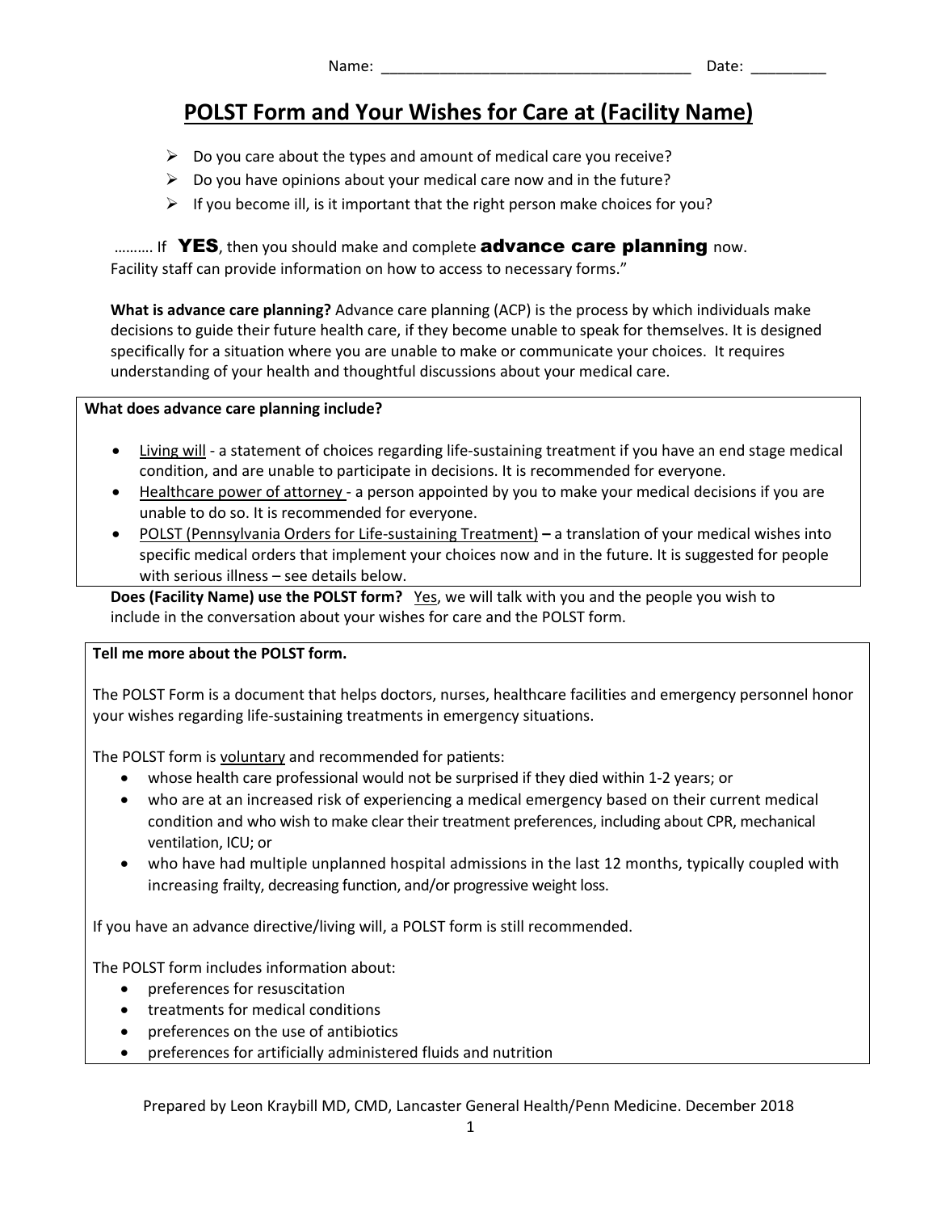Name: _____________________________________ Date: _________

# POLST Form and Your Wishes for Care at (Facility Name)

- Do you care about the types and amount of medical care you receive?
- Do you have opinions about your medical care now and in the future?
- If you become ill, is it important that the right person make choices for you?

……… If **YES**, then you should make and complete **advance care planning** now.
Facility staff can provide information on how to access to necessary forms."

**What is advance care planning?** Advance care planning (ACP) is the process by which individuals make decisions to guide their future health care, if they become unable to speak for themselves. It is designed specifically for a situation where you are unable to make or communicate your choices. It requires understanding of your health and thoughtful discussions about your medical care.

**What does advance care planning include?**

- Living will - a statement of choices regarding life-sustaining treatment if you have an end stage medical condition, and are unable to participate in decisions. It is recommended for everyone.
- Healthcare power of attorney - a person appointed by you to make your medical decisions if you are unable to do so. It is recommended for everyone.
- POLST (Pennsylvania Orders for Life-sustaining Treatment) **–** a translation of your medical wishes into specific medical orders that implement your choices now and in the future. It is suggested for people with serious illness – see details below.

**Does (Facility Name) use the POLST form?** Yes, we will talk with you and the people you wish to include in the conversation about your wishes for care and the POLST form.

**Tell me more about the POLST form.**

The POLST Form is a document that helps doctors, nurses, healthcare facilities and emergency personnel honor your wishes regarding life-sustaining treatments in emergency situations.

The POLST form is voluntary and recommended for patients:

- whose health care professional would not be surprised if they died within 1-2 years; or
- who are at an increased risk of experiencing a medical emergency based on their current medical condition and who wish to make clear their treatment preferences, including about CPR, mechanical ventilation, ICU; or
- who have had multiple unplanned hospital admissions in the last 12 months, typically coupled with increasing frailty, decreasing function, and/or progressive weight loss.

If you have an advance directive/living will, a POLST form is still recommended.

The POLST form includes information about:

- preferences for resuscitation
- treatments for medical conditions
- preferences on the use of antibiotics
- preferences for artificially administered fluids and nutrition

Prepared by Leon Kraybill MD, CMD, Lancaster General Health/Penn Medicine. December 2018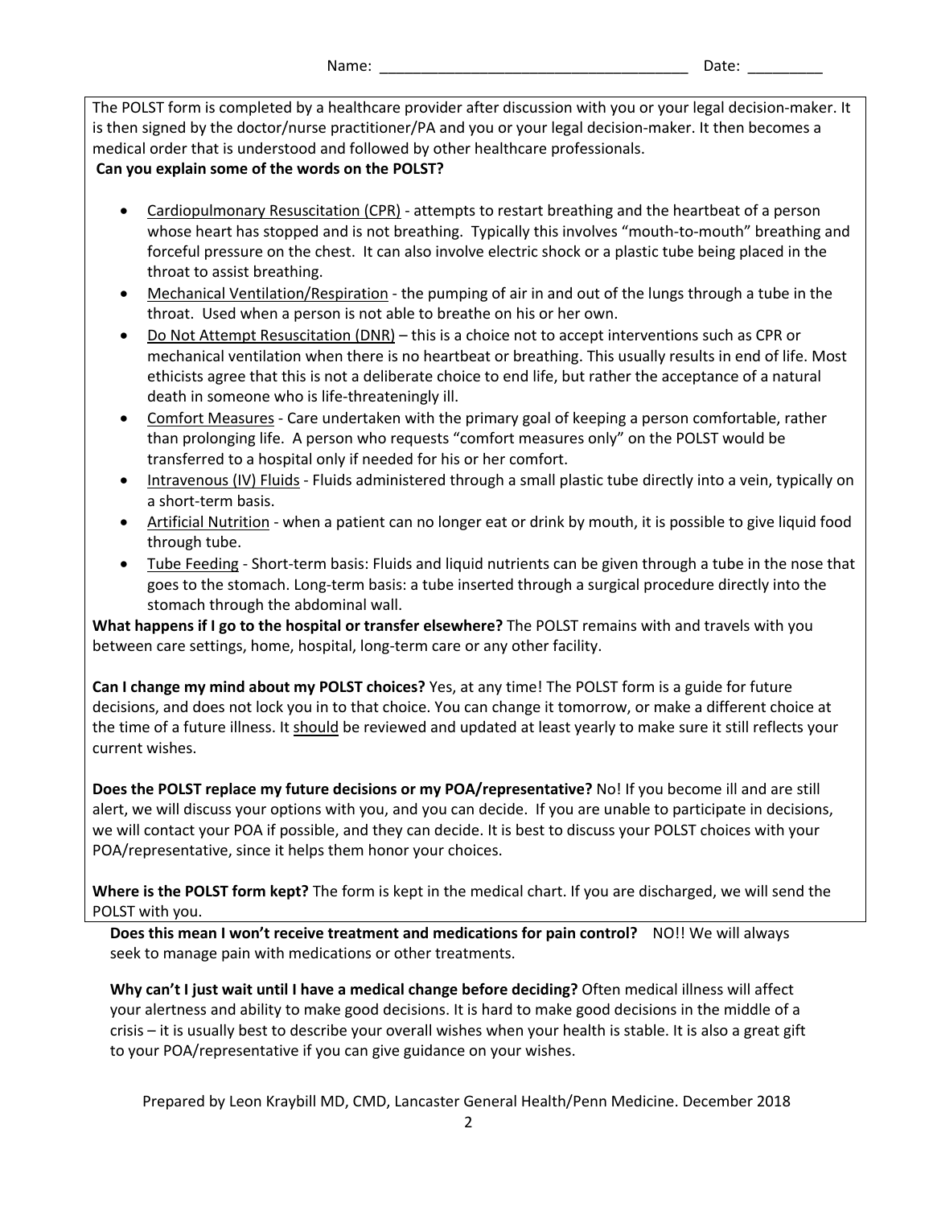Name: \_\_\_\_\_\_\_\_\_\_\_\_\_\_\_\_\_\_\_\_\_\_\_\_\_\_\_\_\_\_\_\_\_\_\_\_\_\_ Date: \_\_\_\_\_\_\_\_\_

The POLST form is completed by a healthcare provider after discussion with you or your legal decision-maker. It is then signed by the doctor/nurse practitioner/PA and you or your legal decision-maker. It then becomes a medical order that is understood and followed by other healthcare professionals.

**Can you explain some of the words on the POLST?**

- <u>Cardiopulmonary Resuscitation (CPR)</u> - attempts to restart breathing and the heartbeat of a person whose heart has stopped and is not breathing. Typically this involves "mouth-to-mouth" breathing and forceful pressure on the chest. It can also involve electric shock or a plastic tube being placed in the throat to assist breathing.
- <u>Mechanical Ventilation/Respiration</u> - the pumping of air in and out of the lungs through a tube in the throat. Used when a person is not able to breathe on his or her own.
- <u>Do Not Attempt Resuscitation (DNR)</u> – this is a choice not to accept interventions such as CPR or mechanical ventilation when there is no heartbeat or breathing. This usually results in end of life. Most ethicists agree that this is not a deliberate choice to end life, but rather the acceptance of a natural death in someone who is life-threateningly ill.
- <u>Comfort Measures</u> - Care undertaken with the primary goal of keeping a person comfortable, rather than prolonging life. A person who requests "comfort measures only" on the POLST would be transferred to a hospital only if needed for his or her comfort.
- <u>Intravenous (IV) Fluids</u> - Fluids administered through a small plastic tube directly into a vein, typically on a short-term basis.
- <u>Artificial Nutrition</u> - when a patient can no longer eat or drink by mouth, it is possible to give liquid food through tube.
- <u>Tube Feeding</u> - Short-term basis: Fluids and liquid nutrients can be given through a tube in the nose that goes to the stomach. Long-term basis: a tube inserted through a surgical procedure directly into the stomach through the abdominal wall.

**What happens if I go to the hospital or transfer elsewhere?** The POLST remains with and travels with you between care settings, home, hospital, long-term care or any other facility.

**Can I change my mind about my POLST choices?** Yes, at any time! The POLST form is a guide for future decisions, and does not lock you in to that choice. You can change it tomorrow, or make a different choice at the time of a future illness. It <u>should</u> be reviewed and updated at least yearly to make sure it still reflects your current wishes.

**Does the POLST replace my future decisions or my POA/representative?** No! If you become ill and are still alert, we will discuss your options with you, and you can decide. If you are unable to participate in decisions, we will contact your POA if possible, and they can decide. It is best to discuss your POLST choices with your POA/representative, since it helps them honor your choices.

**Where is the POLST form kept?** The form is kept in the medical chart. If you are discharged, we will send the POLST with you.

**Does this mean I won't receive treatment and medications for pain control?** NO!! We will always seek to manage pain with medications or other treatments.

**Why can't I just wait until I have a medical change before deciding?** Often medical illness will affect your alertness and ability to make good decisions. It is hard to make good decisions in the middle of a crisis – it is usually best to describe your overall wishes when your health is stable. It is also a great gift to your POA/representative if you can give guidance on your wishes.

Prepared by Leon Kraybill MD, CMD, Lancaster General Health/Penn Medicine. December 2018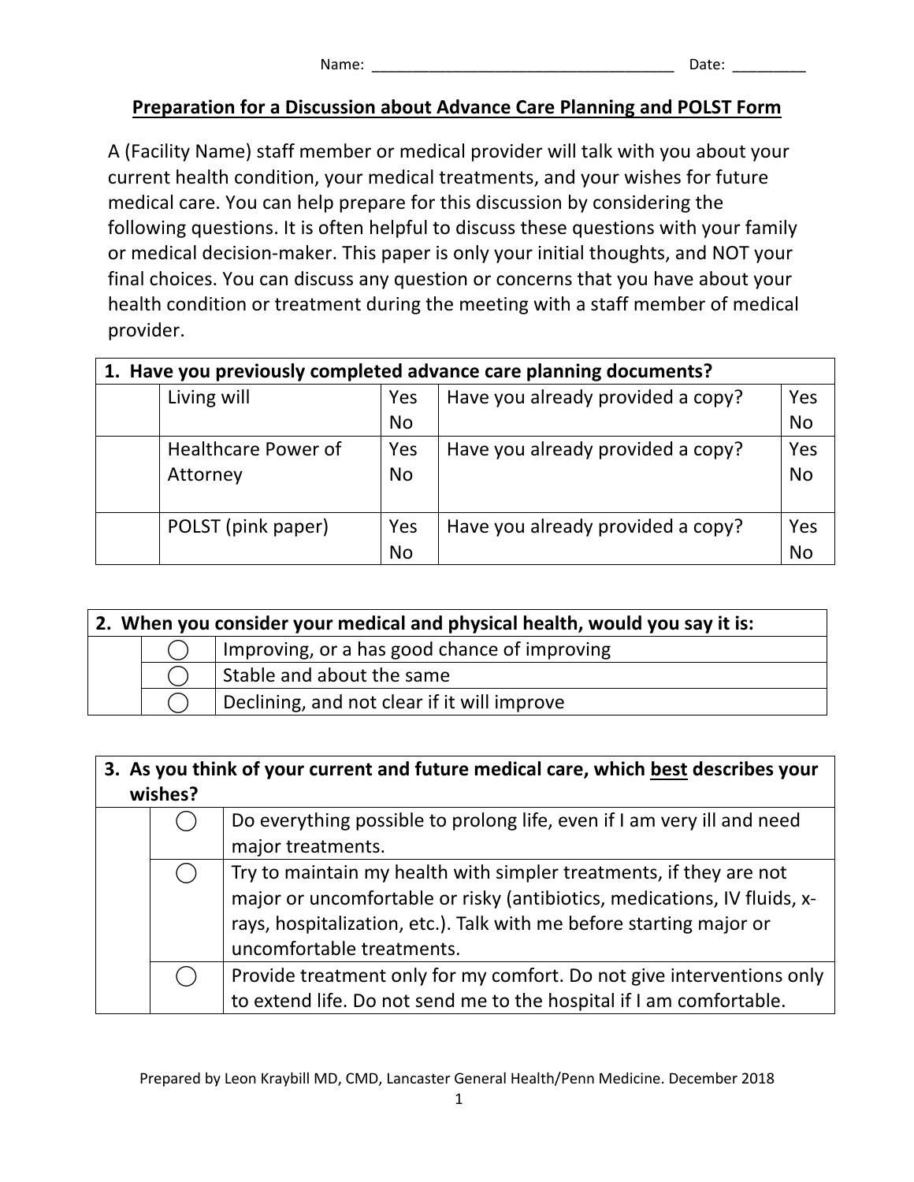Name: ___________________________________ Date: _________

## Preparation for a Discussion about Advance Care Planning and POLST Form

A (Facility Name) staff member or medical provider will talk with you about your current health condition, your medical treatments, and your wishes for future medical care. You can help prepare for this discussion by considering the following questions. It is often helpful to discuss these questions with your family or medical decision-maker. This paper is only your initial thoughts, and NOT your final choices. You can discuss any question or concerns that you have about your health condition or treatment during the meeting with a staff member of medical provider.

| 1. Have you previously completed advance care planning documents? | | | | |
|---|---|---|---|---|
| | Living will | Yes No | Have you already provided a copy? | Yes No |
| | Healthcare Power of Attorney | Yes No | Have you already provided a copy? | Yes No |
| | POLST (pink paper) | Yes No | Have you already provided a copy? | Yes No |

| 2. When you consider your medical and physical health, would you say it is: | | |
|---|---|---|
| | ◯ | Improving, or a has good chance of improving |
| | ◯ | Stable and about the same |
| | ◯ | Declining, and not clear if it will improve |

| 3. As you think of your current and future medical care, which <u>best</u> describes your wishes? | | |
|---|---|---|
| | ◯ | Do everything possible to prolong life, even if I am very ill and need major treatments. |
| | ◯ | Try to maintain my health with simpler treatments, if they are not major or uncomfortable or risky (antibiotics, medications, IV fluids, x-rays, hospitalization, etc.). Talk with me before starting major or uncomfortable treatments. |
| | ◯ | Provide treatment only for my comfort. Do not give interventions only to extend life. Do not send me to the hospital if I am comfortable. |

Prepared by Leon Kraybill MD, CMD, Lancaster General Health/Penn Medicine. December 2018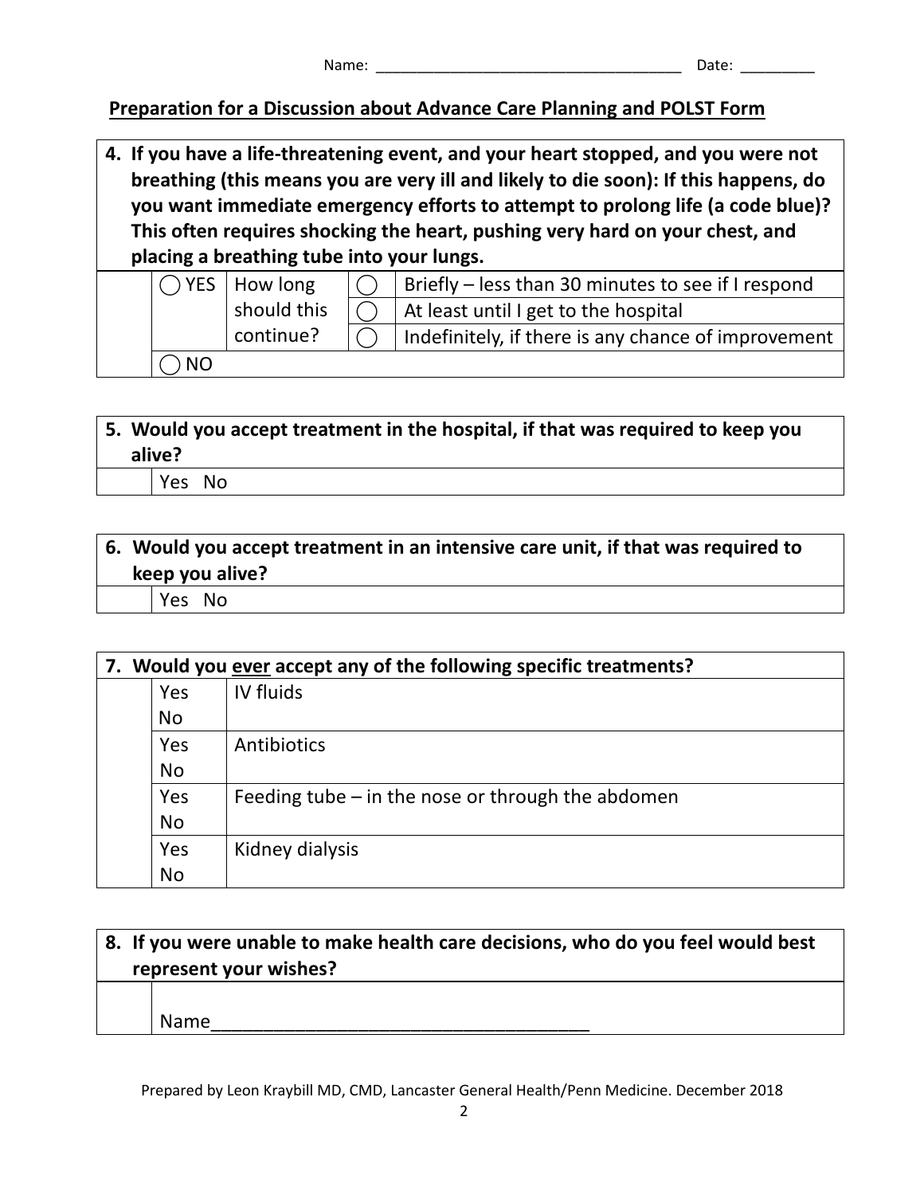Name: ____________________________________ Date: _________

## Preparation for a Discussion about Advance Care Planning and POLST Form

| **4. If you have a life-threatening event, and your heart stopped, and you were not breathing (this means you are very ill and likely to die soon): If this happens, do you want immediate emergency efforts to attempt to prolong life (a code blue)? This often requires shocking the heart, pushing very hard on your chest, and placing a breathing tube into your lungs.** | | | | |
|---|---|---|---|---|
| | ◯ YES | How long should this continue? | ◯ | Briefly – less than 30 minutes to see if I respond |
| | | | ◯ | At least until I get to the hospital |
| | | | ◯ | Indefinitely, if there is any chance of improvement |
| | ◯ NO | | | |

| **5. Would you accept treatment in the hospital, if that was required to keep you alive?** | |
|---|---|
| | Yes No |

| **6. Would you accept treatment in an intensive care unit, if that was required to keep you alive?** | |
|---|---|
| | Yes No |

| **7. Would you <u>ever</u> accept any of the following specific treatments?** | | |
|---|---|---|
| | Yes No | IV fluids |
| | Yes No | Antibiotics |
| | Yes No | Feeding tube – in the nose or through the abdomen |
| | Yes No | Kidney dialysis |

| **8. If you were unable to make health care decisions, who do you feel would best represent your wishes?** | |
|---|---|
| | Name______________________________________ |

Prepared by Leon Kraybill MD, CMD, Lancaster General Health/Penn Medicine. December 2018